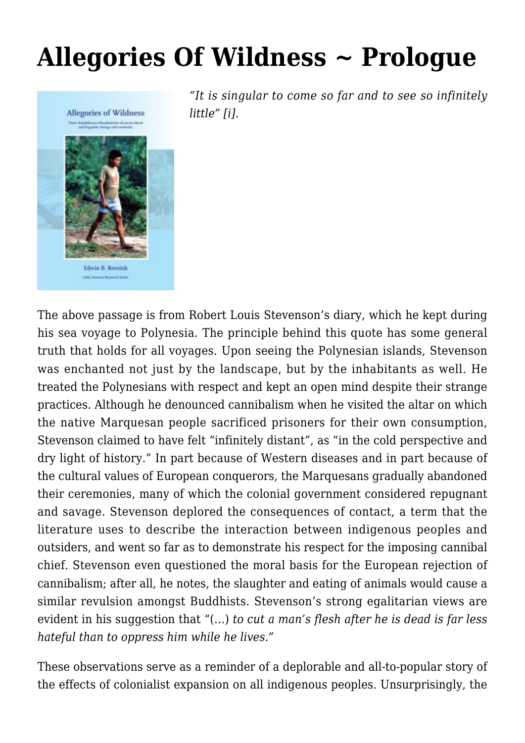# Allegories Of Wildness ~ Prologue

*"It is singular to come so far and to see so infinitely little" [i].*

The above passage is from Robert Louis Stevenson's diary, which he kept during his sea voyage to Polynesia. The principle behind this quote has some general truth that holds for all voyages. Upon seeing the Polynesian islands, Stevenson was enchanted not just by the landscape, but by the inhabitants as well. He treated the Polynesians with respect and kept an open mind despite their strange practices. Although he denounced cannibalism when he visited the altar on which the native Marquesan people sacrificed prisoners for their own consumption, Stevenson claimed to have felt "infinitely distant", as "in the cold perspective and dry light of history." In part because of Western diseases and in part because of the cultural values of European conquerors, the Marquesans gradually abandoned their ceremonies, many of which the colonial government considered repugnant and savage. Stevenson deplored the consequences of contact, a term that the literature uses to describe the interaction between indigenous peoples and outsiders, and went so far as to demonstrate his respect for the imposing cannibal chief. Stevenson even questioned the moral basis for the European rejection of cannibalism; after all, he notes, the slaughter and eating of animals would cause a similar revulsion amongst Buddhists. Stevenson's strong egalitarian views are evident in his suggestion that "(…) *to cut a man's flesh after he is dead is far less hateful than to oppress him while he lives."*

These observations serve as a reminder of a deplorable and all-to-popular story of the effects of colonialist expansion on all indigenous peoples. Unsurprisingly, the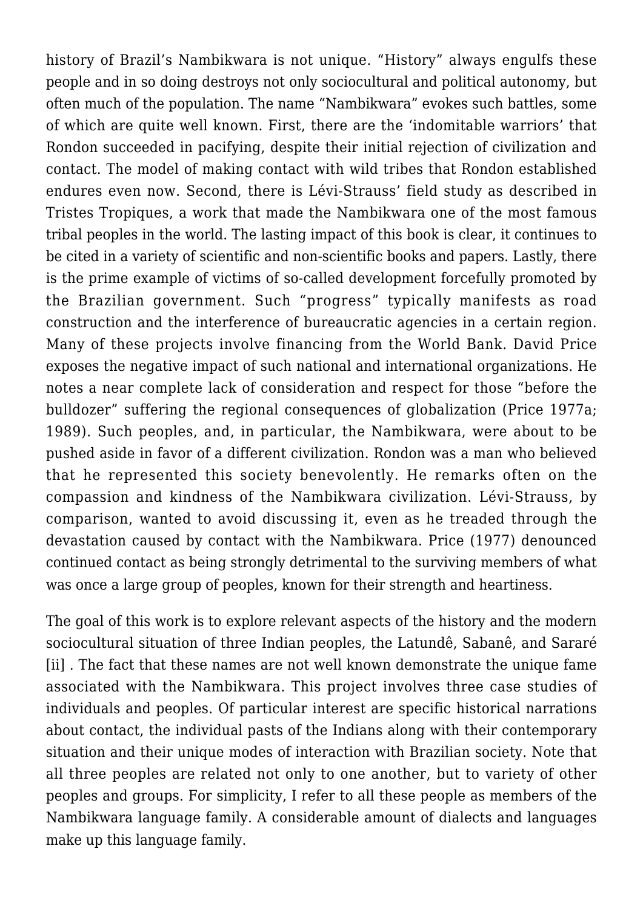history of Brazil's Nambikwara is not unique. "History" always engulfs these people and in so doing destroys not only sociocultural and political autonomy, but often much of the population. The name "Nambikwara" evokes such battles, some of which are quite well known. First, there are the 'indomitable warriors' that Rondon succeeded in pacifying, despite their initial rejection of civilization and contact. The model of making contact with wild tribes that Rondon established endures even now. Second, there is Lévi-Strauss' field study as described in Tristes Tropiques, a work that made the Nambikwara one of the most famous tribal peoples in the world. The lasting impact of this book is clear, it continues to be cited in a variety of scientific and non-scientific books and papers. Lastly, there is the prime example of victims of so-called development forcefully promoted by the Brazilian government. Such "progress" typically manifests as road construction and the interference of bureaucratic agencies in a certain region. Many of these projects involve financing from the World Bank. David Price exposes the negative impact of such national and international organizations. He notes a near complete lack of consideration and respect for those "before the bulldozer" suffering the regional consequences of globalization (Price 1977a; 1989). Such peoples, and, in particular, the Nambikwara, were about to be pushed aside in favor of a different civilization. Rondon was a man who believed that he represented this society benevolently. He remarks often on the compassion and kindness of the Nambikwara civilization. Lévi-Strauss, by comparison, wanted to avoid discussing it, even as he treaded through the devastation caused by contact with the Nambikwara. Price (1977) denounced continued contact as being strongly detrimental to the surviving members of what was once a large group of peoples, known for their strength and heartiness.

The goal of this work is to explore relevant aspects of the history and the modern sociocultural situation of three Indian peoples, the Latundê, Sabanê, and Sararé [ii] . The fact that these names are not well known demonstrate the unique fame associated with the Nambikwara. This project involves three case studies of individuals and peoples. Of particular interest are specific historical narrations about contact, the individual pasts of the Indians along with their contemporary situation and their unique modes of interaction with Brazilian society. Note that all three peoples are related not only to one another, but to variety of other peoples and groups. For simplicity, I refer to all these people as members of the Nambikwara language family. A considerable amount of dialects and languages make up this language family.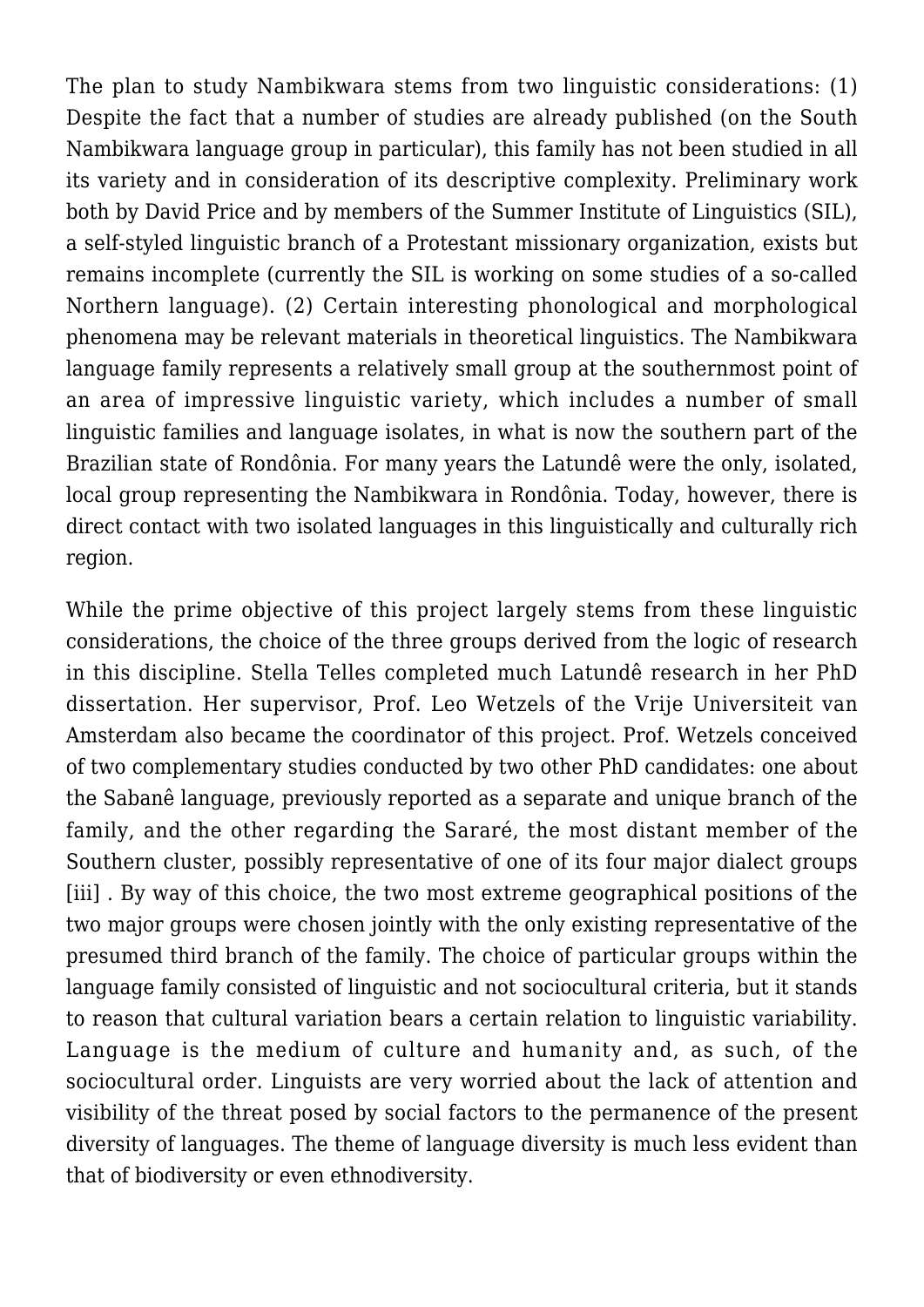The plan to study Nambikwara stems from two linguistic considerations: (1) Despite the fact that a number of studies are already published (on the South Nambikwara language group in particular), this family has not been studied in all its variety and in consideration of its descriptive complexity. Preliminary work both by David Price and by members of the Summer Institute of Linguistics (SIL), a self-styled linguistic branch of a Protestant missionary organization, exists but remains incomplete (currently the SIL is working on some studies of a so-called Northern language). (2) Certain interesting phonological and morphological phenomena may be relevant materials in theoretical linguistics. The Nambikwara language family represents a relatively small group at the southernmost point of an area of impressive linguistic variety, which includes a number of small linguistic families and language isolates, in what is now the southern part of the Brazilian state of Rondônia. For many years the Latundê were the only, isolated, local group representing the Nambikwara in Rondônia. Today, however, there is direct contact with two isolated languages in this linguistically and culturally rich region.

While the prime objective of this project largely stems from these linguistic considerations, the choice of the three groups derived from the logic of research in this discipline. Stella Telles completed much Latundê research in her PhD dissertation. Her supervisor, Prof. Leo Wetzels of the Vrije Universiteit van Amsterdam also became the coordinator of this project. Prof. Wetzels conceived of two complementary studies conducted by two other PhD candidates: one about the Sabanê language, previously reported as a separate and unique branch of the family, and the other regarding the Sararé, the most distant member of the Southern cluster, possibly representative of one of its four major dialect groups [iii] . By way of this choice, the two most extreme geographical positions of the two major groups were chosen jointly with the only existing representative of the presumed third branch of the family. The choice of particular groups within the language family consisted of linguistic and not sociocultural criteria, but it stands to reason that cultural variation bears a certain relation to linguistic variability. Language is the medium of culture and humanity and, as such, of the sociocultural order. Linguists are very worried about the lack of attention and visibility of the threat posed by social factors to the permanence of the present diversity of languages. The theme of language diversity is much less evident than that of biodiversity or even ethnodiversity.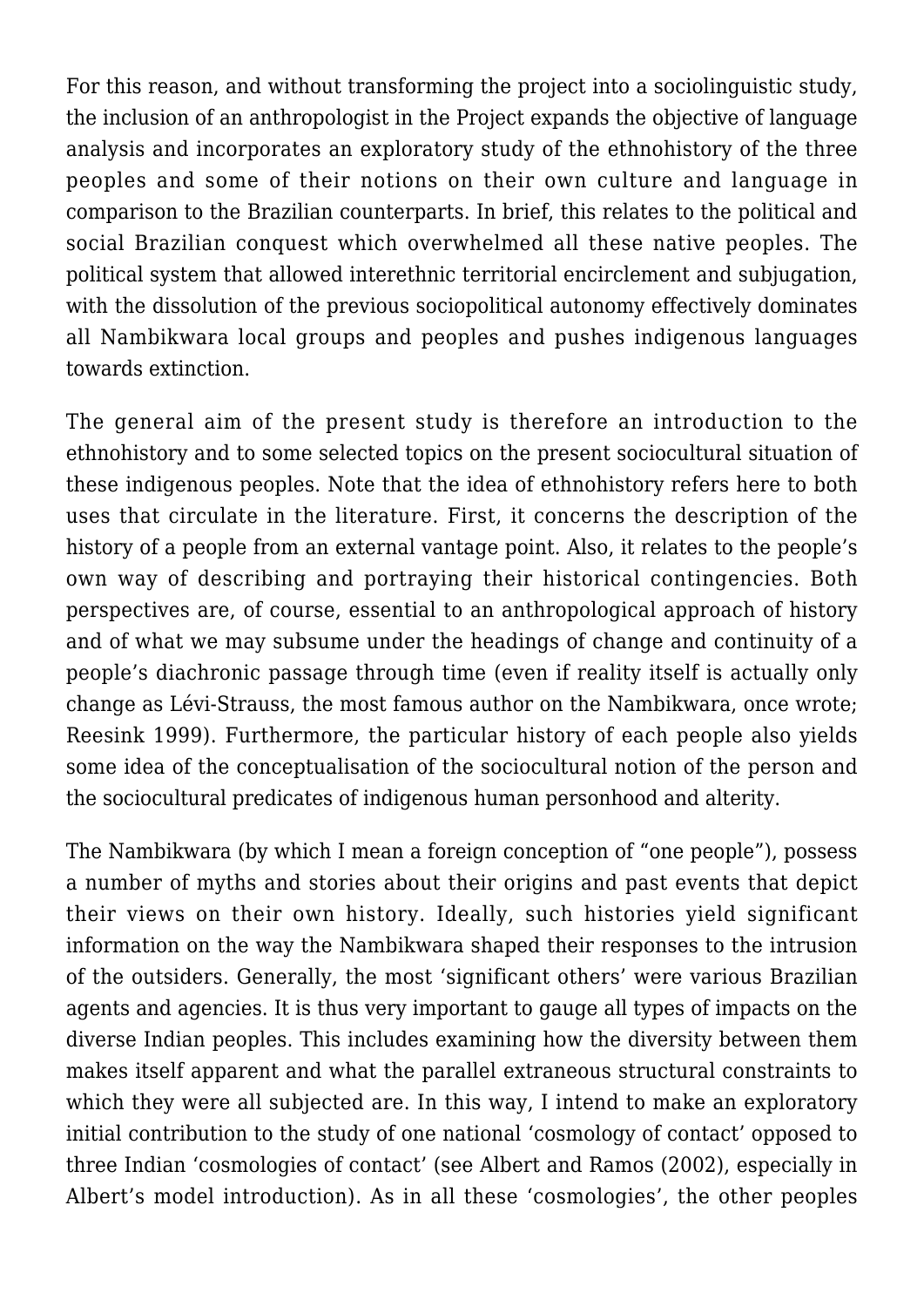For this reason, and without transforming the project into a sociolinguistic study, the inclusion of an anthropologist in the Project expands the objective of language analysis and incorporates an exploratory study of the ethnohistory of the three peoples and some of their notions on their own culture and language in comparison to the Brazilian counterparts. In brief, this relates to the political and social Brazilian conquest which overwhelmed all these native peoples. The political system that allowed interethnic territorial encirclement and subjugation, with the dissolution of the previous sociopolitical autonomy effectively dominates all Nambikwara local groups and peoples and pushes indigenous languages towards extinction.

The general aim of the present study is therefore an introduction to the ethnohistory and to some selected topics on the present sociocultural situation of these indigenous peoples. Note that the idea of ethnohistory refers here to both uses that circulate in the literature. First, it concerns the description of the history of a people from an external vantage point. Also, it relates to the people's own way of describing and portraying their historical contingencies. Both perspectives are, of course, essential to an anthropological approach of history and of what we may subsume under the headings of change and continuity of a people's diachronic passage through time (even if reality itself is actually only change as Lévi-Strauss, the most famous author on the Nambikwara, once wrote; Reesink 1999). Furthermore, the particular history of each people also yields some idea of the conceptualisation of the sociocultural notion of the person and the sociocultural predicates of indigenous human personhood and alterity.

The Nambikwara (by which I mean a foreign conception of "one people"), possess a number of myths and stories about their origins and past events that depict their views on their own history. Ideally, such histories yield significant information on the way the Nambikwara shaped their responses to the intrusion of the outsiders. Generally, the most 'significant others' were various Brazilian agents and agencies. It is thus very important to gauge all types of impacts on the diverse Indian peoples. This includes examining how the diversity between them makes itself apparent and what the parallel extraneous structural constraints to which they were all subjected are. In this way, I intend to make an exploratory initial contribution to the study of one national 'cosmology of contact' opposed to three Indian 'cosmologies of contact' (see Albert and Ramos (2002), especially in Albert's model introduction). As in all these 'cosmologies', the other peoples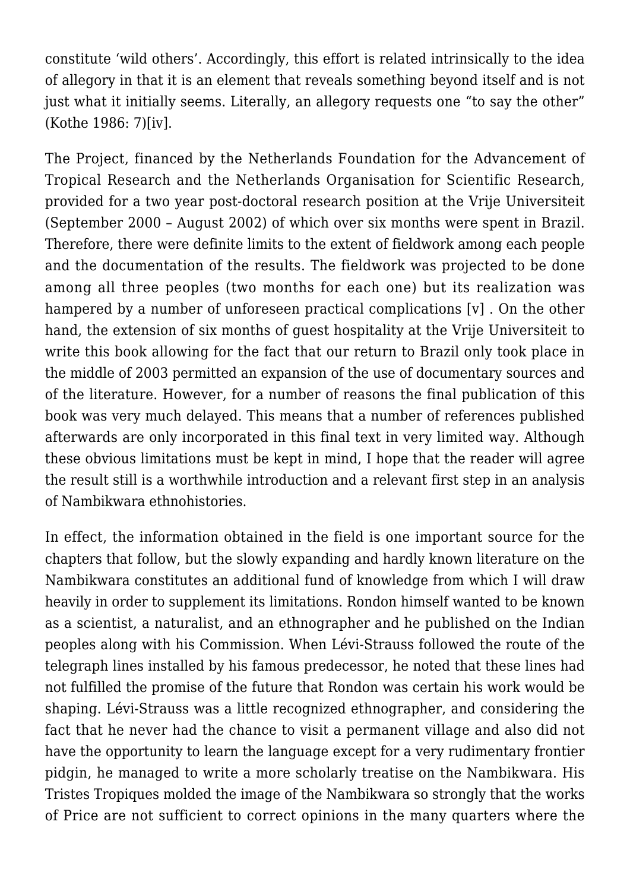constitute 'wild others'. Accordingly, this effort is related intrinsically to the idea of allegory in that it is an element that reveals something beyond itself and is not just what it initially seems. Literally, an allegory requests one "to say the other" (Kothe 1986: 7)[iv].

The Project, financed by the Netherlands Foundation for the Advancement of Tropical Research and the Netherlands Organisation for Scientific Research, provided for a two year post-doctoral research position at the Vrije Universiteit (September 2000 – August 2002) of which over six months were spent in Brazil. Therefore, there were definite limits to the extent of fieldwork among each people and the documentation of the results. The fieldwork was projected to be done among all three peoples (two months for each one) but its realization was hampered by a number of unforeseen practical complications [v] . On the other hand, the extension of six months of guest hospitality at the Vrije Universiteit to write this book allowing for the fact that our return to Brazil only took place in the middle of 2003 permitted an expansion of the use of documentary sources and of the literature. However, for a number of reasons the final publication of this book was very much delayed. This means that a number of references published afterwards are only incorporated in this final text in very limited way. Although these obvious limitations must be kept in mind, I hope that the reader will agree the result still is a worthwhile introduction and a relevant first step in an analysis of Nambikwara ethnohistories.

In effect, the information obtained in the field is one important source for the chapters that follow, but the slowly expanding and hardly known literature on the Nambikwara constitutes an additional fund of knowledge from which I will draw heavily in order to supplement its limitations. Rondon himself wanted to be known as a scientist, a naturalist, and an ethnographer and he published on the Indian peoples along with his Commission. When Lévi-Strauss followed the route of the telegraph lines installed by his famous predecessor, he noted that these lines had not fulfilled the promise of the future that Rondon was certain his work would be shaping. Lévi-Strauss was a little recognized ethnographer, and considering the fact that he never had the chance to visit a permanent village and also did not have the opportunity to learn the language except for a very rudimentary frontier pidgin, he managed to write a more scholarly treatise on the Nambikwara. His Tristes Tropiques molded the image of the Nambikwara so strongly that the works of Price are not sufficient to correct opinions in the many quarters where the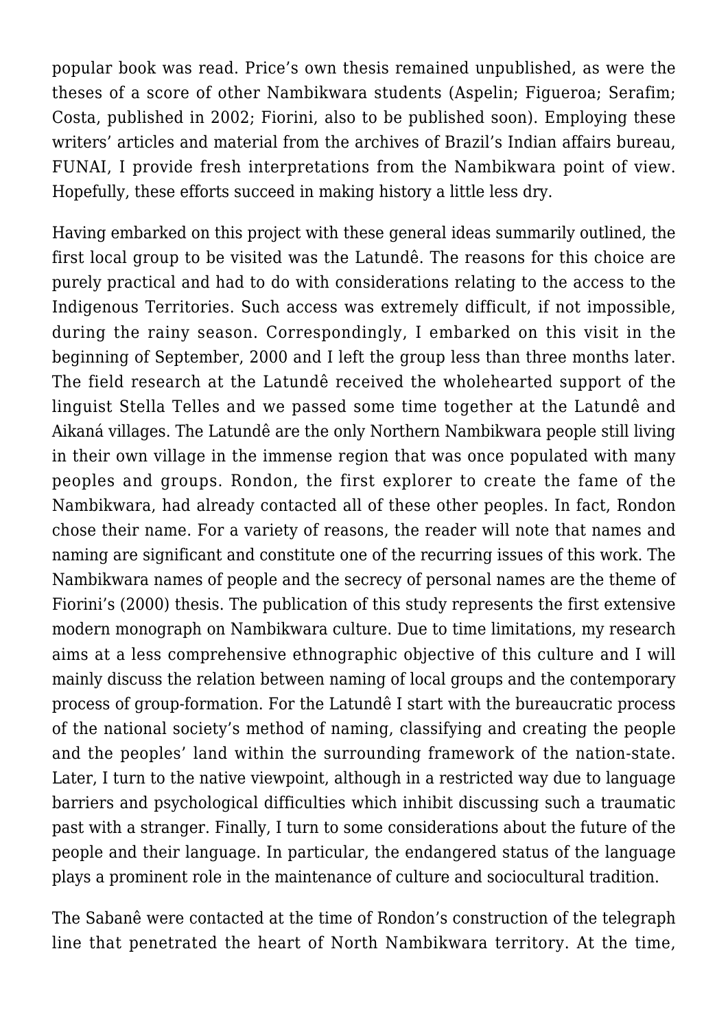popular book was read. Price's own thesis remained unpublished, as were the theses of a score of other Nambikwara students (Aspelin; Figueroa; Serafim; Costa, published in 2002; Fiorini, also to be published soon). Employing these writers' articles and material from the archives of Brazil's Indian affairs bureau, FUNAI, I provide fresh interpretations from the Nambikwara point of view. Hopefully, these efforts succeed in making history a little less dry.

Having embarked on this project with these general ideas summarily outlined, the first local group to be visited was the Latundê. The reasons for this choice are purely practical and had to do with considerations relating to the access to the Indigenous Territories. Such access was extremely difficult, if not impossible, during the rainy season. Correspondingly, I embarked on this visit in the beginning of September, 2000 and I left the group less than three months later. The field research at the Latundê received the wholehearted support of the linguist Stella Telles and we passed some time together at the Latundê and Aikaná villages. The Latundê are the only Northern Nambikwara people still living in their own village in the immense region that was once populated with many peoples and groups. Rondon, the first explorer to create the fame of the Nambikwara, had already contacted all of these other peoples. In fact, Rondon chose their name. For a variety of reasons, the reader will note that names and naming are significant and constitute one of the recurring issues of this work. The Nambikwara names of people and the secrecy of personal names are the theme of Fiorini's (2000) thesis. The publication of this study represents the first extensive modern monograph on Nambikwara culture. Due to time limitations, my research aims at a less comprehensive ethnographic objective of this culture and I will mainly discuss the relation between naming of local groups and the contemporary process of group-formation. For the Latundê I start with the bureaucratic process of the national society's method of naming, classifying and creating the people and the peoples' land within the surrounding framework of the nation-state. Later, I turn to the native viewpoint, although in a restricted way due to language barriers and psychological difficulties which inhibit discussing such a traumatic past with a stranger. Finally, I turn to some considerations about the future of the people and their language. In particular, the endangered status of the language plays a prominent role in the maintenance of culture and sociocultural tradition.

The Sabanê were contacted at the time of Rondon's construction of the telegraph line that penetrated the heart of North Nambikwara territory. At the time,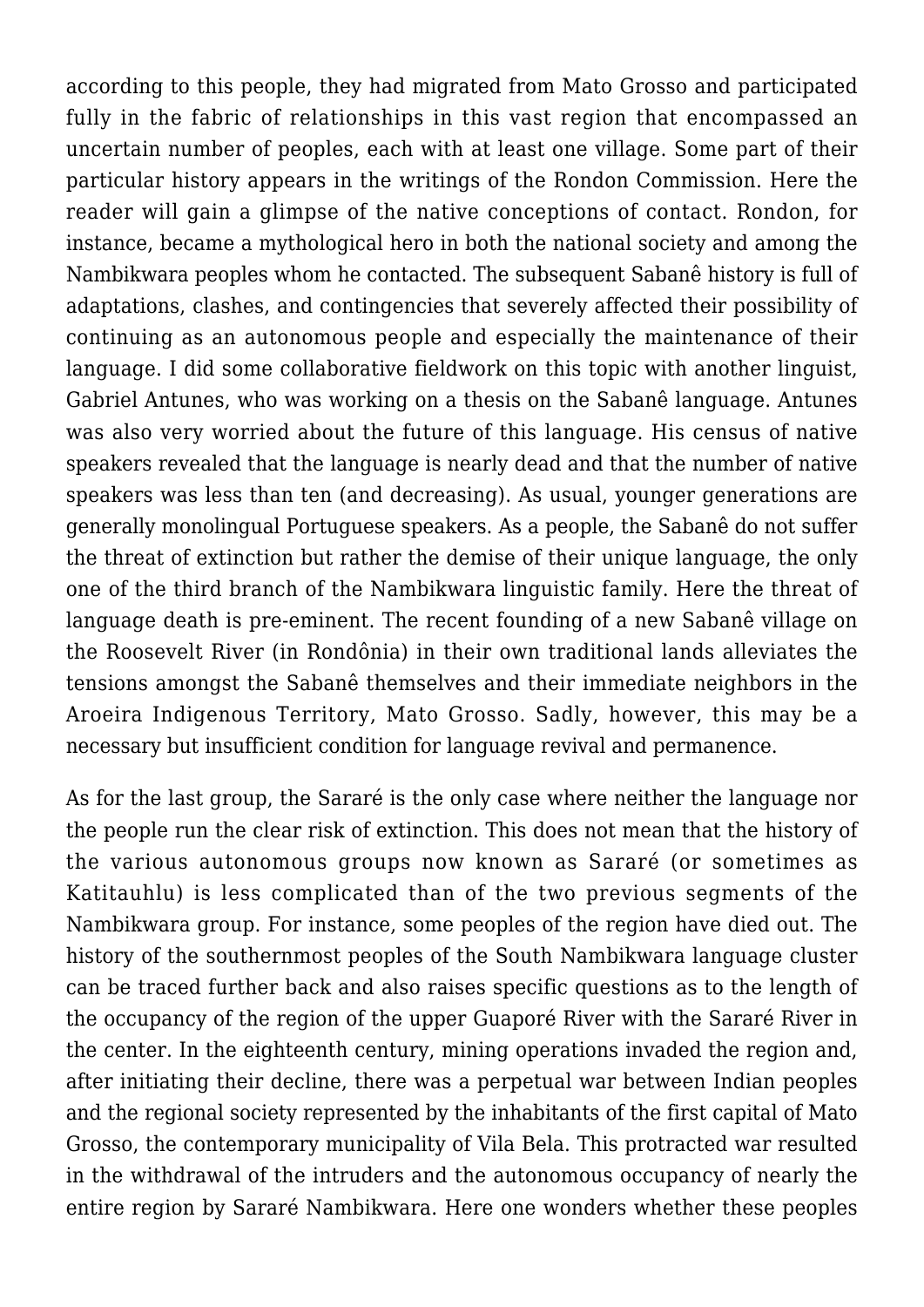according to this people, they had migrated from Mato Grosso and participated fully in the fabric of relationships in this vast region that encompassed an uncertain number of peoples, each with at least one village. Some part of their particular history appears in the writings of the Rondon Commission. Here the reader will gain a glimpse of the native conceptions of contact. Rondon, for instance, became a mythological hero in both the national society and among the Nambikwara peoples whom he contacted. The subsequent Sabanê history is full of adaptations, clashes, and contingencies that severely affected their possibility of continuing as an autonomous people and especially the maintenance of their language. I did some collaborative fieldwork on this topic with another linguist, Gabriel Antunes, who was working on a thesis on the Sabanê language. Antunes was also very worried about the future of this language. His census of native speakers revealed that the language is nearly dead and that the number of native speakers was less than ten (and decreasing). As usual, younger generations are generally monolingual Portuguese speakers. As a people, the Sabanê do not suffer the threat of extinction but rather the demise of their unique language, the only one of the third branch of the Nambikwara linguistic family. Here the threat of language death is pre-eminent. The recent founding of a new Sabanê village on the Roosevelt River (in Rondônia) in their own traditional lands alleviates the tensions amongst the Sabanê themselves and their immediate neighbors in the Aroeira Indigenous Territory, Mato Grosso. Sadly, however, this may be a necessary but insufficient condition for language revival and permanence.

As for the last group, the Sararé is the only case where neither the language nor the people run the clear risk of extinction. This does not mean that the history of the various autonomous groups now known as Sararé (or sometimes as Katitauhlu) is less complicated than of the two previous segments of the Nambikwara group. For instance, some peoples of the region have died out. The history of the southernmost peoples of the South Nambikwara language cluster can be traced further back and also raises specific questions as to the length of the occupancy of the region of the upper Guaporé River with the Sararé River in the center. In the eighteenth century, mining operations invaded the region and, after initiating their decline, there was a perpetual war between Indian peoples and the regional society represented by the inhabitants of the first capital of Mato Grosso, the contemporary municipality of Vila Bela. This protracted war resulted in the withdrawal of the intruders and the autonomous occupancy of nearly the entire region by Sararé Nambikwara. Here one wonders whether these peoples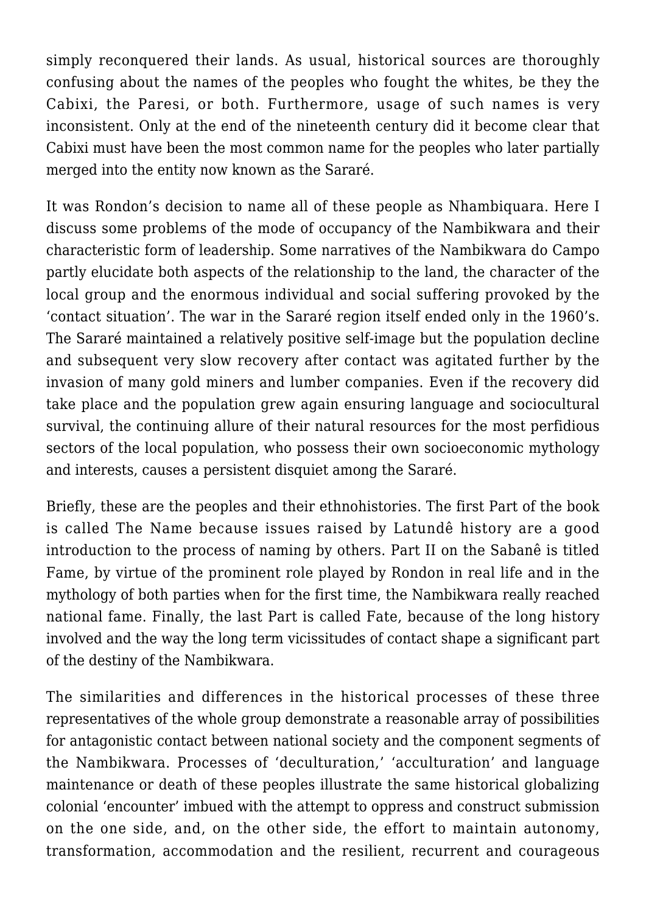simply reconquered their lands. As usual, historical sources are thoroughly confusing about the names of the peoples who fought the whites, be they the Cabixi, the Paresi, or both. Furthermore, usage of such names is very inconsistent. Only at the end of the nineteenth century did it become clear that Cabixi must have been the most common name for the peoples who later partially merged into the entity now known as the Sararé.

It was Rondon's decision to name all of these people as Nhambiquara. Here I discuss some problems of the mode of occupancy of the Nambikwara and their characteristic form of leadership. Some narratives of the Nambikwara do Campo partly elucidate both aspects of the relationship to the land, the character of the local group and the enormous individual and social suffering provoked by the 'contact situation'. The war in the Sararé region itself ended only in the 1960's. The Sararé maintained a relatively positive self-image but the population decline and subsequent very slow recovery after contact was agitated further by the invasion of many gold miners and lumber companies. Even if the recovery did take place and the population grew again ensuring language and sociocultural survival, the continuing allure of their natural resources for the most perfidious sectors of the local population, who possess their own socioeconomic mythology and interests, causes a persistent disquiet among the Sararé.

Briefly, these are the peoples and their ethnohistories. The first Part of the book is called The Name because issues raised by Latundê history are a good introduction to the process of naming by others. Part II on the Sabanê is titled Fame, by virtue of the prominent role played by Rondon in real life and in the mythology of both parties when for the first time, the Nambikwara really reached national fame. Finally, the last Part is called Fate, because of the long history involved and the way the long term vicissitudes of contact shape a significant part of the destiny of the Nambikwara.

The similarities and differences in the historical processes of these three representatives of the whole group demonstrate a reasonable array of possibilities for antagonistic contact between national society and the component segments of the Nambikwara. Processes of 'deculturation,' 'acculturation' and language maintenance or death of these peoples illustrate the same historical globalizing colonial 'encounter' imbued with the attempt to oppress and construct submission on the one side, and, on the other side, the effort to maintain autonomy, transformation, accommodation and the resilient, recurrent and courageous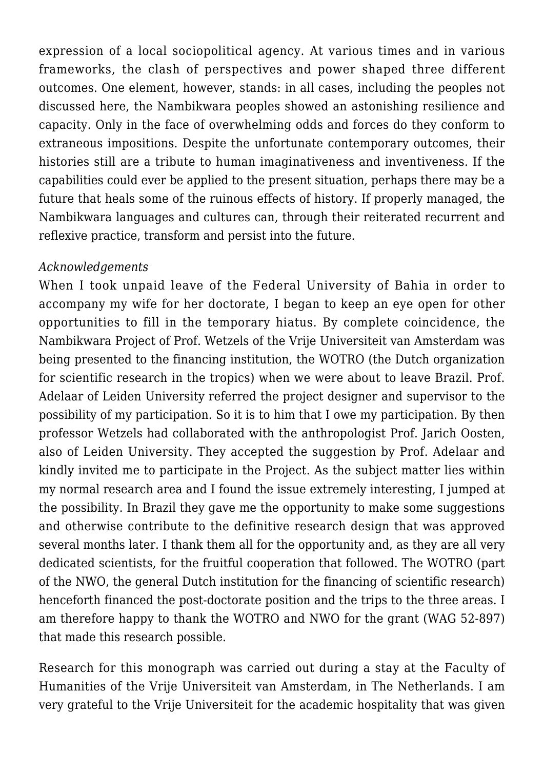expression of a local sociopolitical agency. At various times and in various frameworks, the clash of perspectives and power shaped three different outcomes. One element, however, stands: in all cases, including the peoples not discussed here, the Nambikwara peoples showed an astonishing resilience and capacity. Only in the face of overwhelming odds and forces do they conform to extraneous impositions. Despite the unfortunate contemporary outcomes, their histories still are a tribute to human imaginativeness and inventiveness. If the capabilities could ever be applied to the present situation, perhaps there may be a future that heals some of the ruinous effects of history. If properly managed, the Nambikwara languages and cultures can, through their reiterated recurrent and reflexive practice, transform and persist into the future.

*Acknowledgements*

When I took unpaid leave of the Federal University of Bahia in order to accompany my wife for her doctorate, I began to keep an eye open for other opportunities to fill in the temporary hiatus. By complete coincidence, the Nambikwara Project of Prof. Wetzels of the Vrije Universiteit van Amsterdam was being presented to the financing institution, the WOTRO (the Dutch organization for scientific research in the tropics) when we were about to leave Brazil. Prof. Adelaar of Leiden University referred the project designer and supervisor to the possibility of my participation. So it is to him that I owe my participation. By then professor Wetzels had collaborated with the anthropologist Prof. Jarich Oosten, also of Leiden University. They accepted the suggestion by Prof. Adelaar and kindly invited me to participate in the Project. As the subject matter lies within my normal research area and I found the issue extremely interesting, I jumped at the possibility. In Brazil they gave me the opportunity to make some suggestions and otherwise contribute to the definitive research design that was approved several months later. I thank them all for the opportunity and, as they are all very dedicated scientists, for the fruitful cooperation that followed. The WOTRO (part of the NWO, the general Dutch institution for the financing of scientific research) henceforth financed the post-doctorate position and the trips to the three areas. I am therefore happy to thank the WOTRO and NWO for the grant (WAG 52-897) that made this research possible.

Research for this monograph was carried out during a stay at the Faculty of Humanities of the Vrije Universiteit van Amsterdam, in The Netherlands. I am very grateful to the Vrije Universiteit for the academic hospitality that was given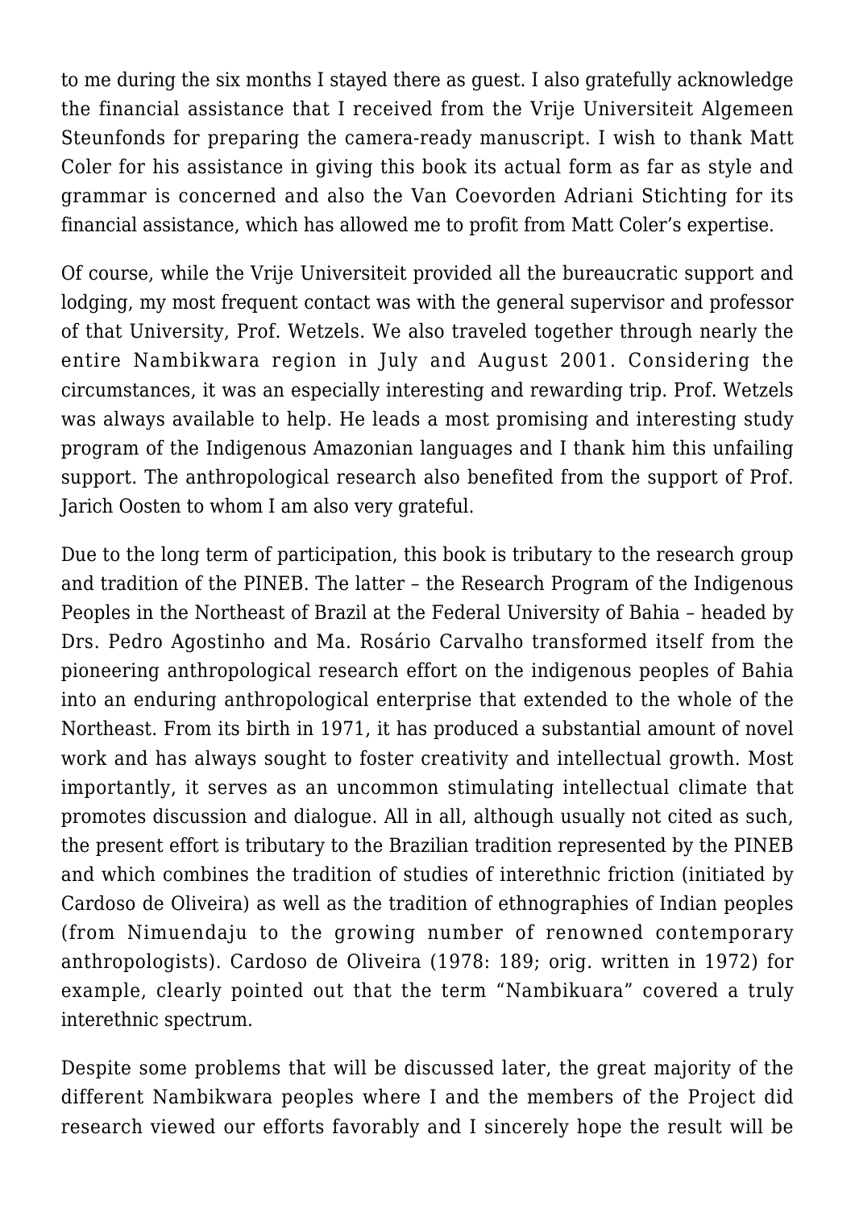to me during the six months I stayed there as guest. I also gratefully acknowledge the financial assistance that I received from the Vrije Universiteit Algemeen Steunfonds for preparing the camera-ready manuscript. I wish to thank Matt Coler for his assistance in giving this book its actual form as far as style and grammar is concerned and also the Van Coevorden Adriani Stichting for its financial assistance, which has allowed me to profit from Matt Coler's expertise.

Of course, while the Vrije Universiteit provided all the bureaucratic support and lodging, my most frequent contact was with the general supervisor and professor of that University, Prof. Wetzels. We also traveled together through nearly the entire Nambikwara region in July and August 2001. Considering the circumstances, it was an especially interesting and rewarding trip. Prof. Wetzels was always available to help. He leads a most promising and interesting study program of the Indigenous Amazonian languages and I thank him this unfailing support. The anthropological research also benefited from the support of Prof. Jarich Oosten to whom I am also very grateful.

Due to the long term of participation, this book is tributary to the research group and tradition of the PINEB. The latter – the Research Program of the Indigenous Peoples in the Northeast of Brazil at the Federal University of Bahia – headed by Drs. Pedro Agostinho and Ma. Rosário Carvalho transformed itself from the pioneering anthropological research effort on the indigenous peoples of Bahia into an enduring anthropological enterprise that extended to the whole of the Northeast. From its birth in 1971, it has produced a substantial amount of novel work and has always sought to foster creativity and intellectual growth. Most importantly, it serves as an uncommon stimulating intellectual climate that promotes discussion and dialogue. All in all, although usually not cited as such, the present effort is tributary to the Brazilian tradition represented by the PINEB and which combines the tradition of studies of interethnic friction (initiated by Cardoso de Oliveira) as well as the tradition of ethnographies of Indian peoples (from Nimuendaju to the growing number of renowned contemporary anthropologists). Cardoso de Oliveira (1978: 189; orig. written in 1972) for example, clearly pointed out that the term "Nambikuara" covered a truly interethnic spectrum.

Despite some problems that will be discussed later, the great majority of the different Nambikwara peoples where I and the members of the Project did research viewed our efforts favorably and I sincerely hope the result will be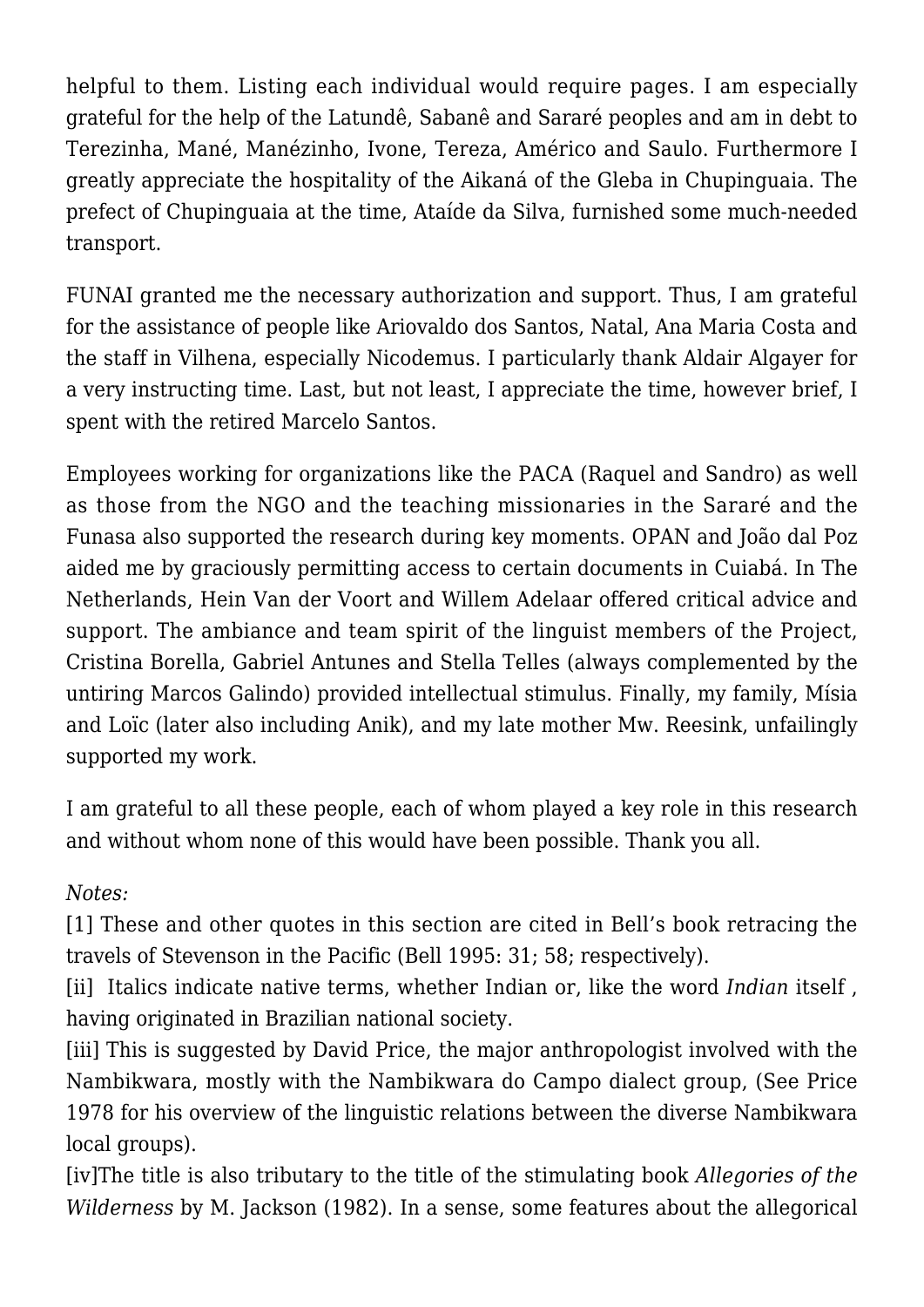helpful to them. Listing each individual would require pages. I am especially grateful for the help of the Latundê, Sabanê and Sararé peoples and am in debt to Terezinha, Mané, Manézinho, Ivone, Tereza, Américo and Saulo. Furthermore I greatly appreciate the hospitality of the Aikaná of the Gleba in Chupinguaia. The prefect of Chupinguaia at the time, Ataíde da Silva, furnished some much-needed transport.

FUNAI granted me the necessary authorization and support. Thus, I am grateful for the assistance of people like Ariovaldo dos Santos, Natal, Ana Maria Costa and the staff in Vilhena, especially Nicodemus. I particularly thank Aldair Algayer for a very instructing time. Last, but not least, I appreciate the time, however brief, I spent with the retired Marcelo Santos.

Employees working for organizations like the PACA (Raquel and Sandro) as well as those from the NGO and the teaching missionaries in the Sararé and the Funasa also supported the research during key moments. OPAN and João dal Poz aided me by graciously permitting access to certain documents in Cuiabá. In The Netherlands, Hein Van der Voort and Willem Adelaar offered critical advice and support. The ambiance and team spirit of the linguist members of the Project, Cristina Borella, Gabriel Antunes and Stella Telles (always complemented by the untiring Marcos Galindo) provided intellectual stimulus. Finally, my family, Mísia and Loïc (later also including Anik), and my late mother Mw. Reesink, unfailingly supported my work.

I am grateful to all these people, each of whom played a key role in this research and without whom none of this would have been possible. Thank you all.

*Notes:*
[1] These and other quotes in this section are cited in Bell's book retracing the travels of Stevenson in the Pacific (Bell 1995: 31; 58; respectively).
[ii] Italics indicate native terms, whether Indian or, like the word *Indian* itself , having originated in Brazilian national society.
[iii] This is suggested by David Price, the major anthropologist involved with the Nambikwara, mostly with the Nambikwara do Campo dialect group, (See Price 1978 for his overview of the linguistic relations between the diverse Nambikwara local groups).
[iv]The title is also tributary to the title of the stimulating book *Allegories of the Wilderness* by M. Jackson (1982). In a sense, some features about the allegorical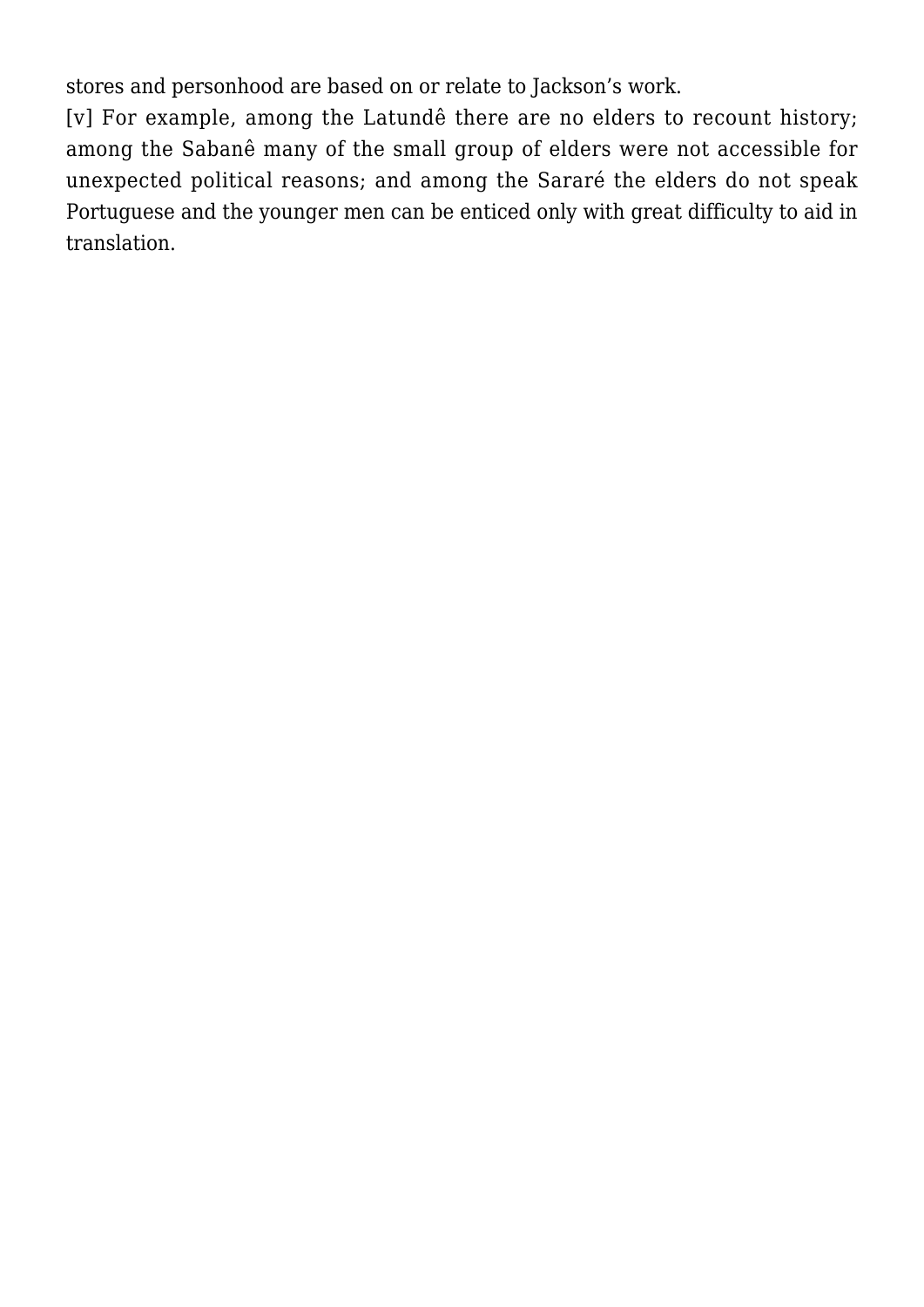stores and personhood are based on or relate to Jackson's work.

[v] For example, among the Latundê there are no elders to recount history; among the Sabanê many of the small group of elders were not accessible for unexpected political reasons; and among the Sararé the elders do not speak Portuguese and the younger men can be enticed only with great difficulty to aid in translation.